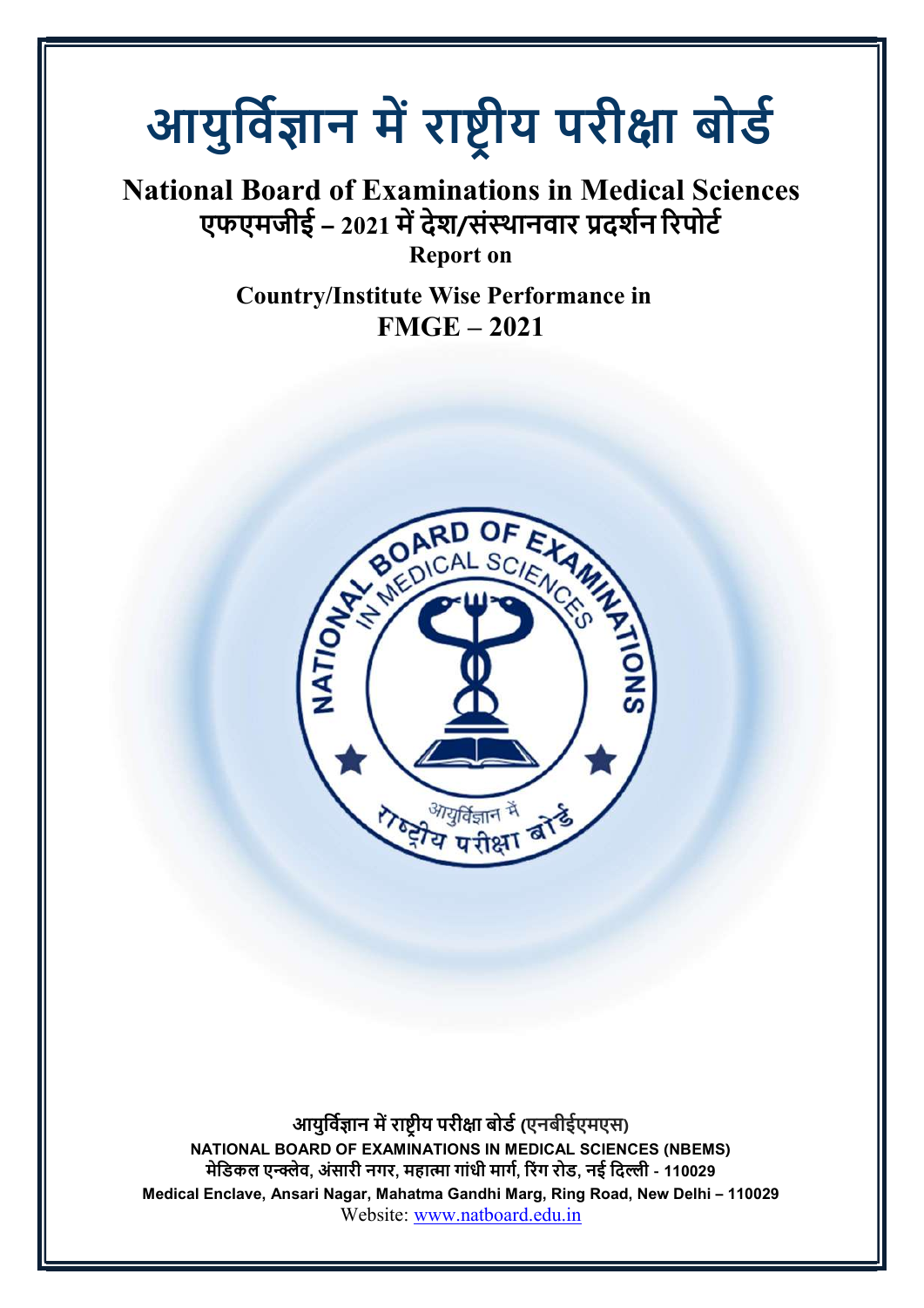# आयुर्विज्ञान में राष्ट्रीय परीक्षा बोर्ड

## National Board of Examinations in Medical Sciences

**एफएमजीई – 2021 में देश/संस्थानवार प्रदर्शन रिपोर्ट**

**Report on**

**Country/Institute Wise Performance in**
**FMGE – 2021**

**आयुर्विज्ञान में राष्ट्रीय परीक्षा बोर्ड (एनबीईएमएस)**
**NATIONAL BOARD OF EXAMINATIONS IN MEDICAL SCIENCES (NBEMS)**
**मेडिकल एन्क्लेव, अंसारी नगर, महात्मा गांधी मार्ग, रिंग रोड, नई दिल्ली - 110029**
**Medical Enclave, Ansari Nagar, Mahatma Gandhi Marg, Ring Road, New Delhi – 110029**
Website: www.natboard.edu.in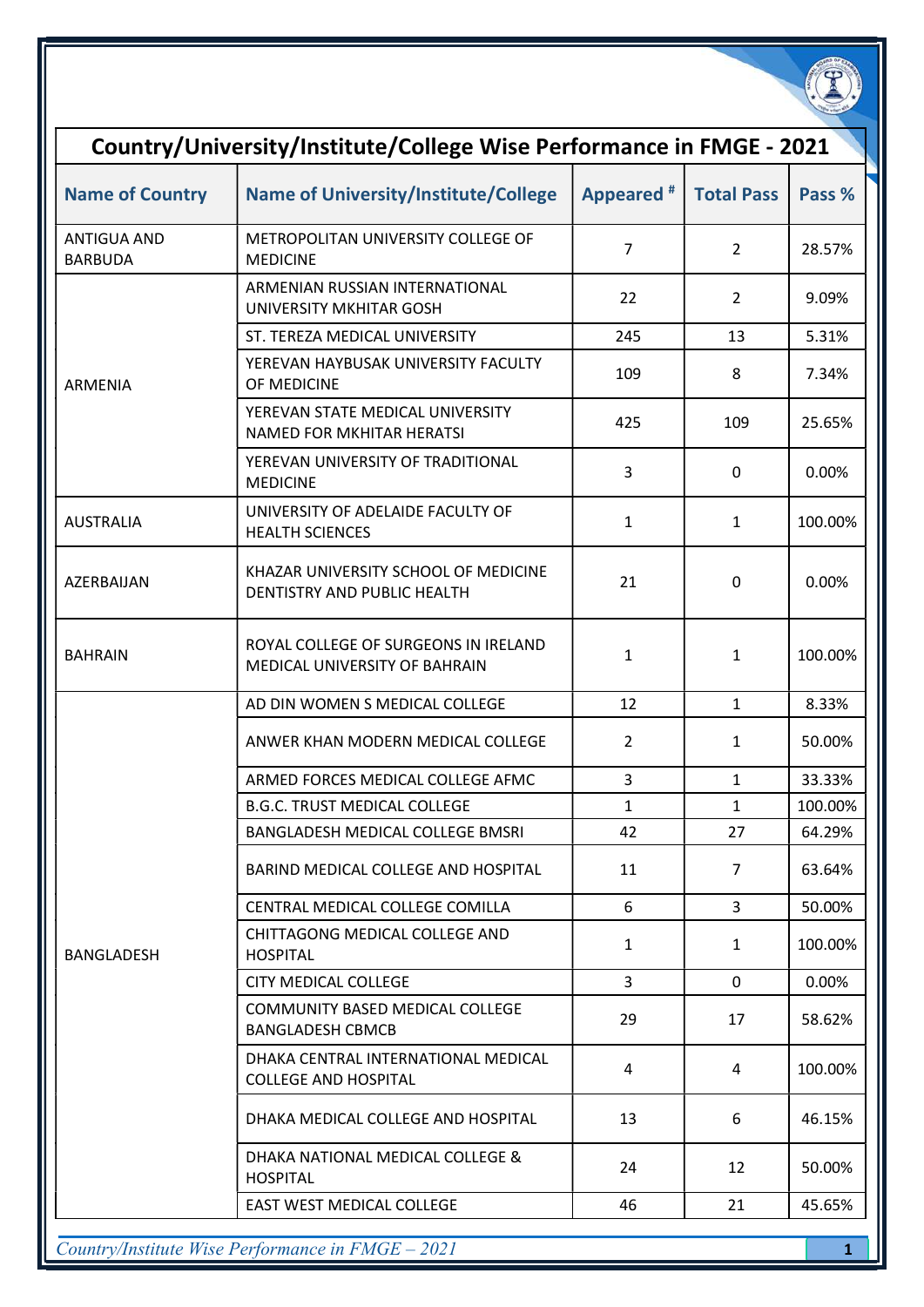# Country/University/Institute/College Wise Performance in FMGE - 2021

| Name of Country | Name of University/Institute/College | Appeared # | Total Pass | Pass % |
|---|---|---|---|---|
| ANTIGUA AND BARBUDA | METROPOLITAN UNIVERSITY COLLEGE OF MEDICINE | 7 | 2 | 28.57% |
| ARMENIA | ARMENIAN RUSSIAN INTERNATIONAL UNIVERSITY MKHITAR GOSH | 22 | 2 | 9.09% |
| | ST. TEREZA MEDICAL UNIVERSITY | 245 | 13 | 5.31% |
| | YEREVAN HAYBUSAK UNIVERSITY FACULTY OF MEDICINE | 109 | 8 | 7.34% |
| | YEREVAN STATE MEDICAL UNIVERSITY NAMED FOR MKHITAR HERATSI | 425 | 109 | 25.65% |
| | YEREVAN UNIVERSITY OF TRADITIONAL MEDICINE | 3 | 0 | 0.00% |
| AUSTRALIA | UNIVERSITY OF ADELAIDE FACULTY OF HEALTH SCIENCES | 1 | 1 | 100.00% |
| AZERBAIJAN | KHAZAR UNIVERSITY SCHOOL OF MEDICINE DENTISTRY AND PUBLIC HEALTH | 21 | 0 | 0.00% |
| BAHRAIN | ROYAL COLLEGE OF SURGEONS IN IRELAND MEDICAL UNIVERSITY OF BAHRAIN | 1 | 1 | 100.00% |
| BANGLADESH | AD DIN WOMEN S MEDICAL COLLEGE | 12 | 1 | 8.33% |
| | ANWER KHAN MODERN MEDICAL COLLEGE | 2 | 1 | 50.00% |
| | ARMED FORCES MEDICAL COLLEGE AFMC | 3 | 1 | 33.33% |
| | B.G.C. TRUST MEDICAL COLLEGE | 1 | 1 | 100.00% |
| | BANGLADESH MEDICAL COLLEGE BMSRI | 42 | 27 | 64.29% |
| | BARIND MEDICAL COLLEGE AND HOSPITAL | 11 | 7 | 63.64% |
| | CENTRAL MEDICAL COLLEGE COMILLA | 6 | 3 | 50.00% |
| | CHITTAGONG MEDICAL COLLEGE AND HOSPITAL | 1 | 1 | 100.00% |
| | CITY MEDICAL COLLEGE | 3 | 0 | 0.00% |
| | COMMUNITY BASED MEDICAL COLLEGE BANGLADESH CBMCB | 29 | 17 | 58.62% |
| | DHAKA CENTRAL INTERNATIONAL MEDICAL COLLEGE AND HOSPITAL | 4 | 4 | 100.00% |
| | DHAKA MEDICAL COLLEGE AND HOSPITAL | 13 | 6 | 46.15% |
| | DHAKA NATIONAL MEDICAL COLLEGE & HOSPITAL | 24 | 12 | 50.00% |
| | EAST WEST MEDICAL COLLEGE | 46 | 21 | 45.65% |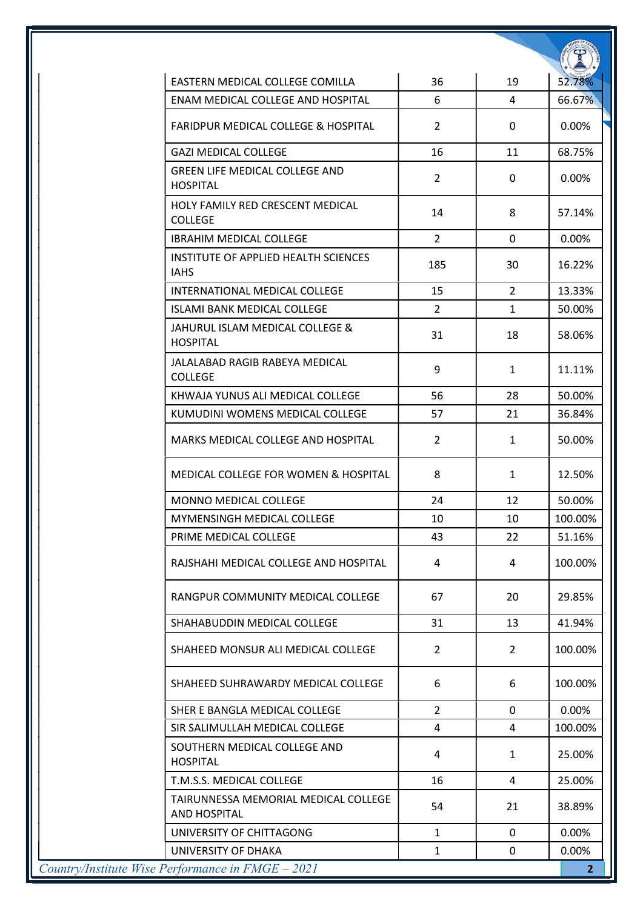| | | | |
|---|---|---|---|
| EASTERN MEDICAL COLLEGE COMILLA | 36 | 19 | 52.78% |
| ENAM MEDICAL COLLEGE AND HOSPITAL | 6 | 4 | 66.67% |
| FARIDPUR MEDICAL COLLEGE & HOSPITAL | 2 | 0 | 0.00% |
| GAZI MEDICAL COLLEGE | 16 | 11 | 68.75% |
| GREEN LIFE MEDICAL COLLEGE AND HOSPITAL | 2 | 0 | 0.00% |
| HOLY FAMILY RED CRESCENT MEDICAL COLLEGE | 14 | 8 | 57.14% |
| IBRAHIM MEDICAL COLLEGE | 2 | 0 | 0.00% |
| INSTITUTE OF APPLIED HEALTH SCIENCES IAHS | 185 | 30 | 16.22% |
| INTERNATIONAL MEDICAL COLLEGE | 15 | 2 | 13.33% |
| ISLAMI BANK MEDICAL COLLEGE | 2 | 1 | 50.00% |
| JAHURUL ISLAM MEDICAL COLLEGE & HOSPITAL | 31 | 18 | 58.06% |
| JALALABAD RAGIB RABEYA MEDICAL COLLEGE | 9 | 1 | 11.11% |
| KHWAJA YUNUS ALI MEDICAL COLLEGE | 56 | 28 | 50.00% |
| KUMUDINI WOMENS MEDICAL COLLEGE | 57 | 21 | 36.84% |
| MARKS MEDICAL COLLEGE AND HOSPITAL | 2 | 1 | 50.00% |
| MEDICAL COLLEGE FOR WOMEN & HOSPITAL | 8 | 1 | 12.50% |
| MONNO MEDICAL COLLEGE | 24 | 12 | 50.00% |
| MYMENSINGH MEDICAL COLLEGE | 10 | 10 | 100.00% |
| PRIME MEDICAL COLLEGE | 43 | 22 | 51.16% |
| RAJSHAHI MEDICAL COLLEGE AND HOSPITAL | 4 | 4 | 100.00% |
| RANGPUR COMMUNITY MEDICAL COLLEGE | 67 | 20 | 29.85% |
| SHAHABUDDIN MEDICAL COLLEGE | 31 | 13 | 41.94% |
| SHAHEED MONSUR ALI MEDICAL COLLEGE | 2 | 2 | 100.00% |
| SHAHEED SUHRAWARDY MEDICAL COLLEGE | 6 | 6 | 100.00% |
| SHER E BANGLA MEDICAL COLLEGE | 2 | 0 | 0.00% |
| SIR SALIMULLAH MEDICAL COLLEGE | 4 | 4 | 100.00% |
| SOUTHERN MEDICAL COLLEGE AND HOSPITAL | 4 | 1 | 25.00% |
| T.M.S.S. MEDICAL COLLEGE | 16 | 4 | 25.00% |
| TAIRUNNESSA MEMORIAL MEDICAL COLLEGE AND HOSPITAL | 54 | 21 | 38.89% |
| UNIVERSITY OF CHITTAGONG | 1 | 0 | 0.00% |
| UNIVERSITY OF DHAKA | 1 | 0 | 0.00% |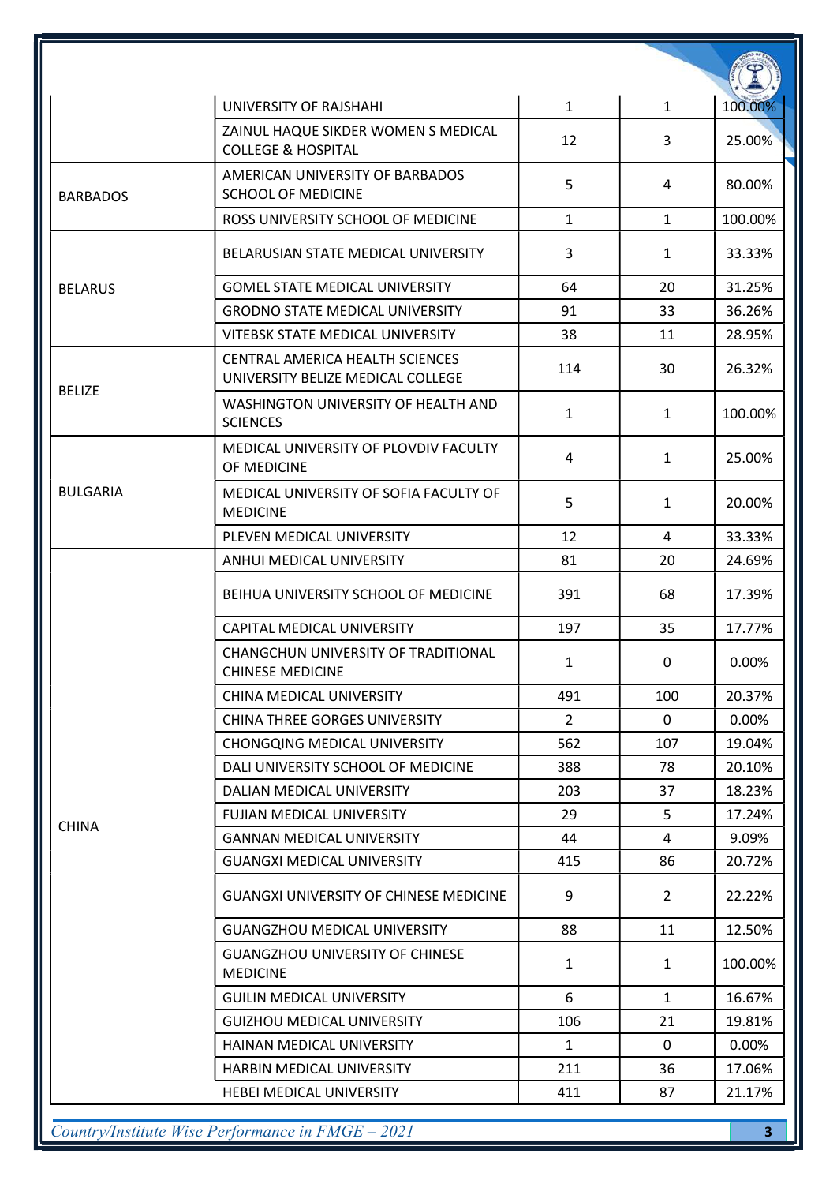| | | | | |
|---|---|---|---|---|
| | UNIVERSITY OF RAJSHAHI | 1 | 1 | 100.00% |
| | ZAINUL HAQUE SIKDER WOMEN S MEDICAL COLLEGE & HOSPITAL | 12 | 3 | 25.00% |
| BARBADOS | AMERICAN UNIVERSITY OF BARBADOS SCHOOL OF MEDICINE | 5 | 4 | 80.00% |
| | ROSS UNIVERSITY SCHOOL OF MEDICINE | 1 | 1 | 100.00% |
| BELARUS | BELARUSIAN STATE MEDICAL UNIVERSITY | 3 | 1 | 33.33% |
| | GOMEL STATE MEDICAL UNIVERSITY | 64 | 20 | 31.25% |
| | GRODNO STATE MEDICAL UNIVERSITY | 91 | 33 | 36.26% |
| | VITEBSK STATE MEDICAL UNIVERSITY | 38 | 11 | 28.95% |
| BELIZE | CENTRAL AMERICA HEALTH SCIENCES UNIVERSITY BELIZE MEDICAL COLLEGE | 114 | 30 | 26.32% |
| | WASHINGTON UNIVERSITY OF HEALTH AND SCIENCES | 1 | 1 | 100.00% |
| BULGARIA | MEDICAL UNIVERSITY OF PLOVDIV FACULTY OF MEDICINE | 4 | 1 | 25.00% |
| | MEDICAL UNIVERSITY OF SOFIA FACULTY OF MEDICINE | 5 | 1 | 20.00% |
| | PLEVEN MEDICAL UNIVERSITY | 12 | 4 | 33.33% |
| CHINA | ANHUI MEDICAL UNIVERSITY | 81 | 20 | 24.69% |
| | BEIHUA UNIVERSITY SCHOOL OF MEDICINE | 391 | 68 | 17.39% |
| | CAPITAL MEDICAL UNIVERSITY | 197 | 35 | 17.77% |
| | CHANGCHUN UNIVERSITY OF TRADITIONAL CHINESE MEDICINE | 1 | 0 | 0.00% |
| | CHINA MEDICAL UNIVERSITY | 491 | 100 | 20.37% |
| | CHINA THREE GORGES UNIVERSITY | 2 | 0 | 0.00% |
| | CHONGQING MEDICAL UNIVERSITY | 562 | 107 | 19.04% |
| | DALI UNIVERSITY SCHOOL OF MEDICINE | 388 | 78 | 20.10% |
| | DALIAN MEDICAL UNIVERSITY | 203 | 37 | 18.23% |
| | FUJIAN MEDICAL UNIVERSITY | 29 | 5 | 17.24% |
| | GANNAN MEDICAL UNIVERSITY | 44 | 4 | 9.09% |
| | GUANGXI MEDICAL UNIVERSITY | 415 | 86 | 20.72% |
| | GUANGXI UNIVERSITY OF CHINESE MEDICINE | 9 | 2 | 22.22% |
| | GUANGZHOU MEDICAL UNIVERSITY | 88 | 11 | 12.50% |
| | GUANGZHOU UNIVERSITY OF CHINESE MEDICINE | 1 | 1 | 100.00% |
| | GUILIN MEDICAL UNIVERSITY | 6 | 1 | 16.67% |
| | GUIZHOU MEDICAL UNIVERSITY | 106 | 21 | 19.81% |
| | HAINAN MEDICAL UNIVERSITY | 1 | 0 | 0.00% |
| | HARBIN MEDICAL UNIVERSITY | 211 | 36 | 17.06% |
| | HEBEI MEDICAL UNIVERSITY | 411 | 87 | 21.17% |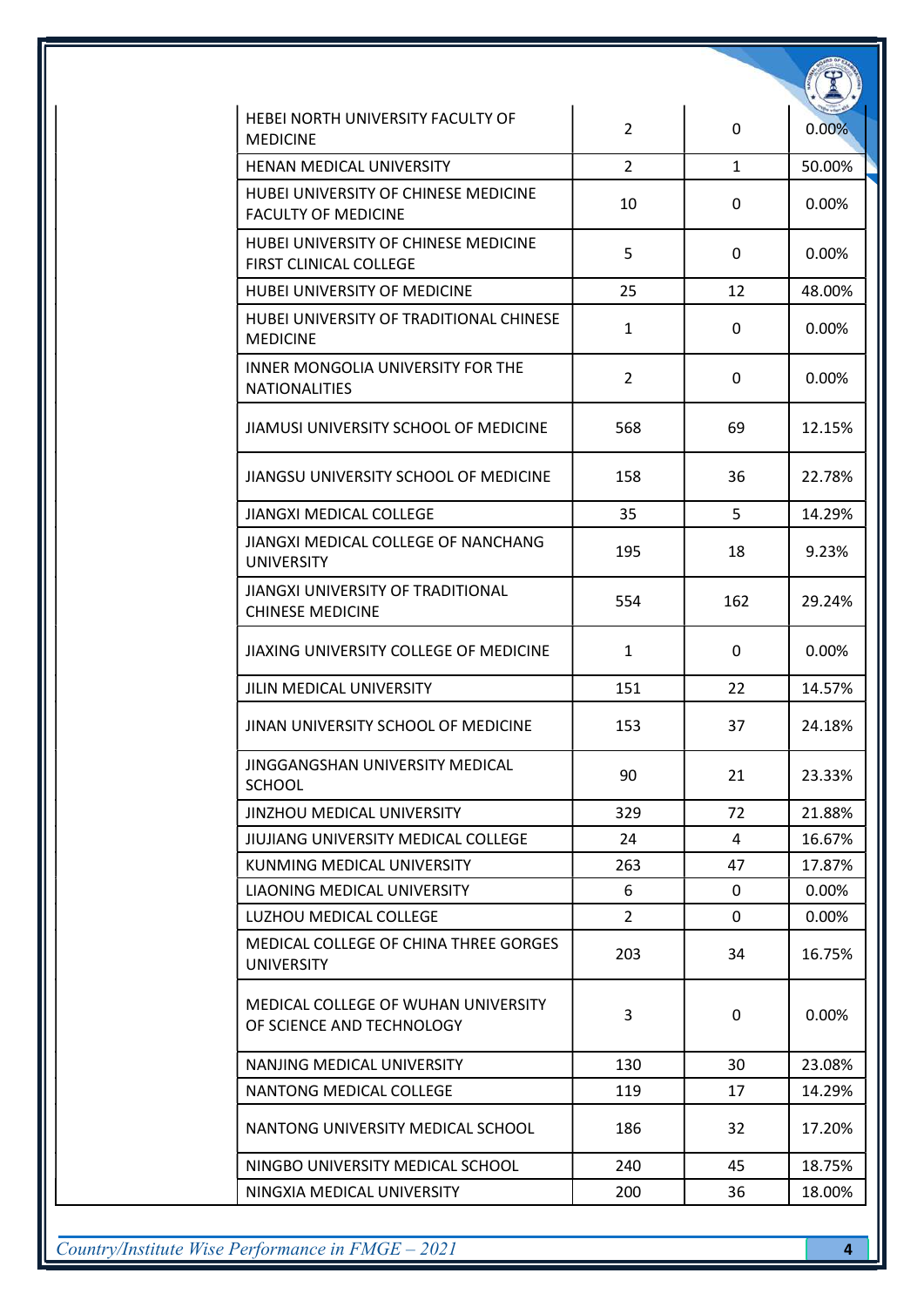| | | | |
|---|---|---|---|
| HEBEI NORTH UNIVERSITY FACULTY OF MEDICINE | 2 | 0 | 0.00% |
| HENAN MEDICAL UNIVERSITY | 2 | 1 | 50.00% |
| HUBEI UNIVERSITY OF CHINESE MEDICINE FACULTY OF MEDICINE | 10 | 0 | 0.00% |
| HUBEI UNIVERSITY OF CHINESE MEDICINE FIRST CLINICAL COLLEGE | 5 | 0 | 0.00% |
| HUBEI UNIVERSITY OF MEDICINE | 25 | 12 | 48.00% |
| HUBEI UNIVERSITY OF TRADITIONAL CHINESE MEDICINE | 1 | 0 | 0.00% |
| INNER MONGOLIA UNIVERSITY FOR THE NATIONALITIES | 2 | 0 | 0.00% |
| JIAMUSI UNIVERSITY SCHOOL OF MEDICINE | 568 | 69 | 12.15% |
| JIANGSU UNIVERSITY SCHOOL OF MEDICINE | 158 | 36 | 22.78% |
| JIANGXI MEDICAL COLLEGE | 35 | 5 | 14.29% |
| JIANGXI MEDICAL COLLEGE OF NANCHANG UNIVERSITY | 195 | 18 | 9.23% |
| JIANGXI UNIVERSITY OF TRADITIONAL CHINESE MEDICINE | 554 | 162 | 29.24% |
| JIAXING UNIVERSITY COLLEGE OF MEDICINE | 1 | 0 | 0.00% |
| JILIN MEDICAL UNIVERSITY | 151 | 22 | 14.57% |
| JINAN UNIVERSITY SCHOOL OF MEDICINE | 153 | 37 | 24.18% |
| JINGGANGSHAN UNIVERSITY MEDICAL SCHOOL | 90 | 21 | 23.33% |
| JINZHOU MEDICAL UNIVERSITY | 329 | 72 | 21.88% |
| JIUJIANG UNIVERSITY MEDICAL COLLEGE | 24 | 4 | 16.67% |
| KUNMING MEDICAL UNIVERSITY | 263 | 47 | 17.87% |
| LIAONING MEDICAL UNIVERSITY | 6 | 0 | 0.00% |
| LUZHOU MEDICAL COLLEGE | 2 | 0 | 0.00% |
| MEDICAL COLLEGE OF CHINA THREE GORGES UNIVERSITY | 203 | 34 | 16.75% |
| MEDICAL COLLEGE OF WUHAN UNIVERSITY OF SCIENCE AND TECHNOLOGY | 3 | 0 | 0.00% |
| NANJING MEDICAL UNIVERSITY | 130 | 30 | 23.08% |
| NANTONG MEDICAL COLLEGE | 119 | 17 | 14.29% |
| NANTONG UNIVERSITY MEDICAL SCHOOL | 186 | 32 | 17.20% |
| NINGBO UNIVERSITY MEDICAL SCHOOL | 240 | 45 | 18.75% |
| NINGXIA MEDICAL UNIVERSITY | 200 | 36 | 18.00% |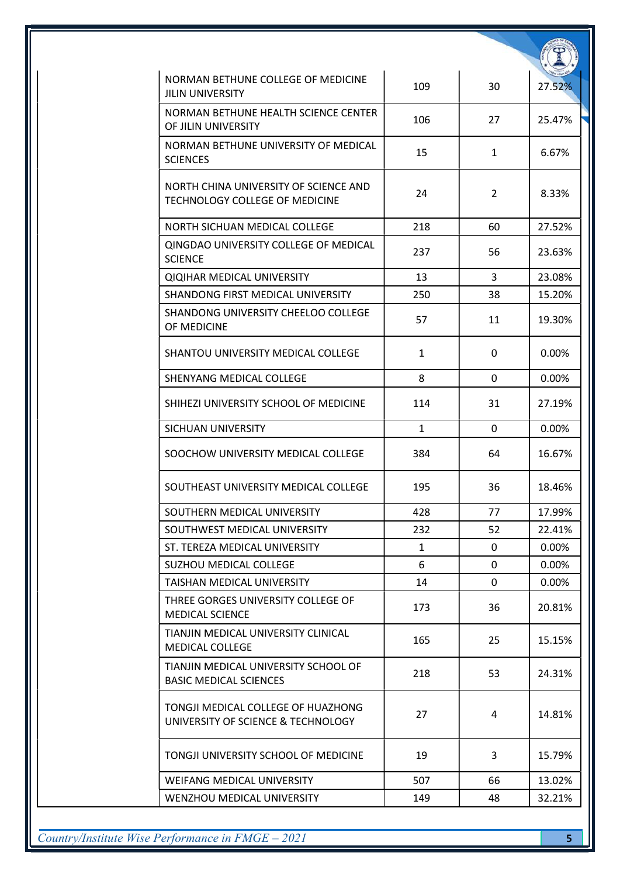| | | | | |
|---|---|---|---|---|
| | NORMAN BETHUNE COLLEGE OF MEDICINE JILIN UNIVERSITY | 109 | 30 | 27.52% |
| | NORMAN BETHUNE HEALTH SCIENCE CENTER OF JILIN UNIVERSITY | 106 | 27 | 25.47% |
| | NORMAN BETHUNE UNIVERSITY OF MEDICAL SCIENCES | 15 | 1 | 6.67% |
| | NORTH CHINA UNIVERSITY OF SCIENCE AND TECHNOLOGY COLLEGE OF MEDICINE | 24 | 2 | 8.33% |
| | NORTH SICHUAN MEDICAL COLLEGE | 218 | 60 | 27.52% |
| | QINGDAO UNIVERSITY COLLEGE OF MEDICAL SCIENCE | 237 | 56 | 23.63% |
| | QIQIHAR MEDICAL UNIVERSITY | 13 | 3 | 23.08% |
| | SHANDONG FIRST MEDICAL UNIVERSITY | 250 | 38 | 15.20% |
| | SHANDONG UNIVERSITY CHEELOO COLLEGE OF MEDICINE | 57 | 11 | 19.30% |
| | SHANTOU UNIVERSITY MEDICAL COLLEGE | 1 | 0 | 0.00% |
| | SHENYANG MEDICAL COLLEGE | 8 | 0 | 0.00% |
| | SHIHEZI UNIVERSITY SCHOOL OF MEDICINE | 114 | 31 | 27.19% |
| | SICHUAN UNIVERSITY | 1 | 0 | 0.00% |
| | SOOCHOW UNIVERSITY MEDICAL COLLEGE | 384 | 64 | 16.67% |
| | SOUTHEAST UNIVERSITY MEDICAL COLLEGE | 195 | 36 | 18.46% |
| | SOUTHERN MEDICAL UNIVERSITY | 428 | 77 | 17.99% |
| | SOUTHWEST MEDICAL UNIVERSITY | 232 | 52 | 22.41% |
| | ST. TEREZA MEDICAL UNIVERSITY | 1 | 0 | 0.00% |
| | SUZHOU MEDICAL COLLEGE | 6 | 0 | 0.00% |
| | TAISHAN MEDICAL UNIVERSITY | 14 | 0 | 0.00% |
| | THREE GORGES UNIVERSITY COLLEGE OF MEDICAL SCIENCE | 173 | 36 | 20.81% |
| | TIANJIN MEDICAL UNIVERSITY CLINICAL MEDICAL COLLEGE | 165 | 25 | 15.15% |
| | TIANJIN MEDICAL UNIVERSITY SCHOOL OF BASIC MEDICAL SCIENCES | 218 | 53 | 24.31% |
| | TONGJI MEDICAL COLLEGE OF HUAZHONG UNIVERSITY OF SCIENCE & TECHNOLOGY | 27 | 4 | 14.81% |
| | TONGJI UNIVERSITY SCHOOL OF MEDICINE | 19 | 3 | 15.79% |
| | WEIFANG MEDICAL UNIVERSITY | 507 | 66 | 13.02% |
| | WENZHOU MEDICAL UNIVERSITY | 149 | 48 | 32.21% |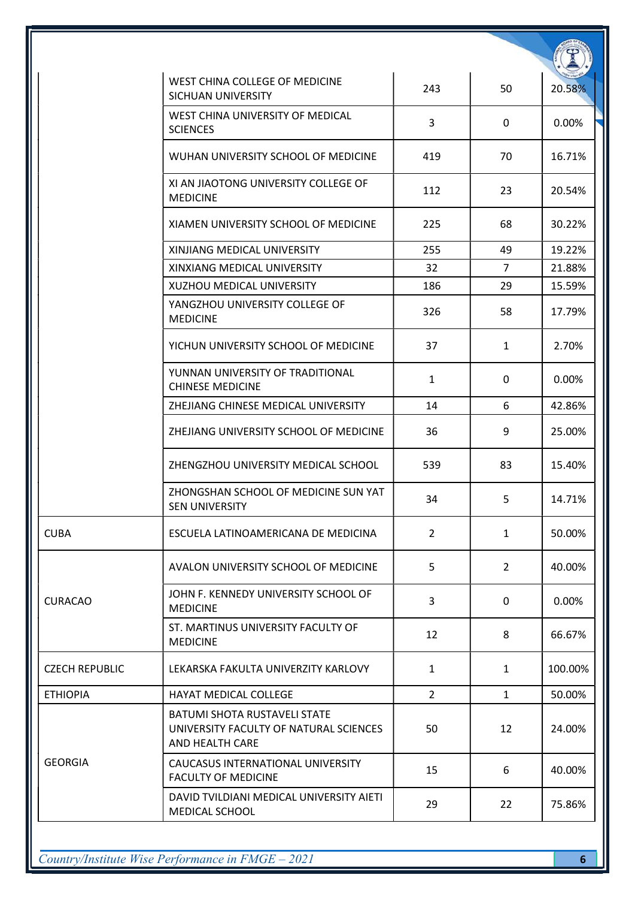| | | | | |
|---|---|---|---|---|
| | WEST CHINA COLLEGE OF MEDICINE SICHUAN UNIVERSITY | 243 | 50 | 20.58% |
| | WEST CHINA UNIVERSITY OF MEDICAL SCIENCES | 3 | 0 | 0.00% |
| | WUHAN UNIVERSITY SCHOOL OF MEDICINE | 419 | 70 | 16.71% |
| | XI AN JIAOTONG UNIVERSITY COLLEGE OF MEDICINE | 112 | 23 | 20.54% |
| | XIAMEN UNIVERSITY SCHOOL OF MEDICINE | 225 | 68 | 30.22% |
| | XINJIANG MEDICAL UNIVERSITY | 255 | 49 | 19.22% |
| | XINXIANG MEDICAL UNIVERSITY | 32 | 7 | 21.88% |
| | XUZHOU MEDICAL UNIVERSITY | 186 | 29 | 15.59% |
| | YANGZHOU UNIVERSITY COLLEGE OF MEDICINE | 326 | 58 | 17.79% |
| | YICHUN UNIVERSITY SCHOOL OF MEDICINE | 37 | 1 | 2.70% |
| | YUNNAN UNIVERSITY OF TRADITIONAL CHINESE MEDICINE | 1 | 0 | 0.00% |
| | ZHEJIANG CHINESE MEDICAL UNIVERSITY | 14 | 6 | 42.86% |
| | ZHEJIANG UNIVERSITY SCHOOL OF MEDICINE | 36 | 9 | 25.00% |
| | ZHENGZHOU UNIVERSITY MEDICAL SCHOOL | 539 | 83 | 15.40% |
| | ZHONGSHAN SCHOOL OF MEDICINE SUN YAT SEN UNIVERSITY | 34 | 5 | 14.71% |
| CUBA | ESCUELA LATINOAMERICANA DE MEDICINA | 2 | 1 | 50.00% |
| CURACAO | AVALON UNIVERSITY SCHOOL OF MEDICINE | 5 | 2 | 40.00% |
| | JOHN F. KENNEDY UNIVERSITY SCHOOL OF MEDICINE | 3 | 0 | 0.00% |
| | ST. MARTINUS UNIVERSITY FACULTY OF MEDICINE | 12 | 8 | 66.67% |
| CZECH REPUBLIC | LEKARSKA FAKULTA UNIVERZITY KARLOVY | 1 | 1 | 100.00% |
| ETHIOPIA | HAYAT MEDICAL COLLEGE | 2 | 1 | 50.00% |
| GEORGIA | BATUMI SHOTA RUSTAVELI STATE UNIVERSITY FACULTY OF NATURAL SCIENCES AND HEALTH CARE | 50 | 12 | 24.00% |
| | CAUCASUS INTERNATIONAL UNIVERSITY FACULTY OF MEDICINE | 15 | 6 | 40.00% |
| | DAVID TVILDIANI MEDICAL UNIVERSITY AIETI MEDICAL SCHOOL | 29 | 22 | 75.86% |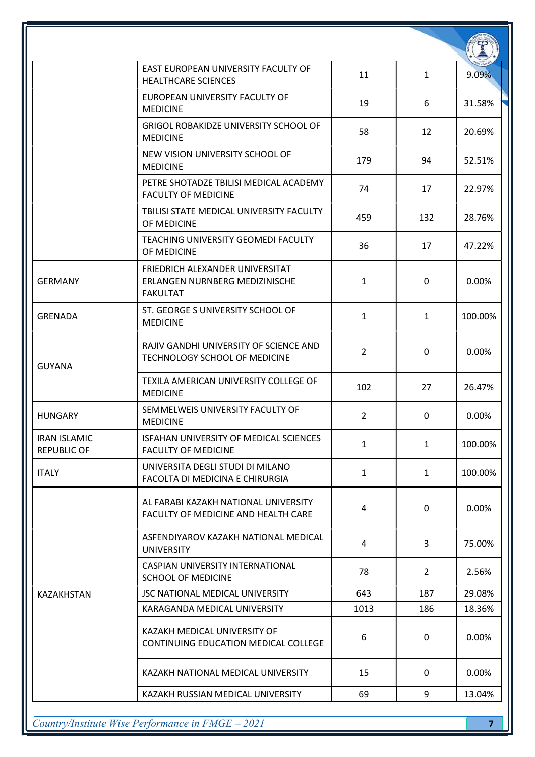|  |  |  |  |  |
|---|---|---|---|---|
|  | EAST EUROPEAN UNIVERSITY FACULTY OF HEALTHCARE SCIENCES | 11 | 1 | 9.09% |
|  | EUROPEAN UNIVERSITY FACULTY OF MEDICINE | 19 | 6 | 31.58% |
|  | GRIGOL ROBAKIDZE UNIVERSITY SCHOOL OF MEDICINE | 58 | 12 | 20.69% |
|  | NEW VISION UNIVERSITY SCHOOL OF MEDICINE | 179 | 94 | 52.51% |
|  | PETRE SHOTADZE TBILISI MEDICAL ACADEMY FACULTY OF MEDICINE | 74 | 17 | 22.97% |
|  | TBILISI STATE MEDICAL UNIVERSITY FACULTY OF MEDICINE | 459 | 132 | 28.76% |
|  | TEACHING UNIVERSITY GEOMEDI FACULTY OF MEDICINE | 36 | 17 | 47.22% |
| GERMANY | FRIEDRICH ALEXANDER UNIVERSITAT ERLANGEN NURNBERG MEDIZINISCHE FAKULTAT | 1 | 0 | 0.00% |
| GRENADA | ST. GEORGE S UNIVERSITY SCHOOL OF MEDICINE | 1 | 1 | 100.00% |
| GUYANA | RAJIV GANDHI UNIVERSITY OF SCIENCE AND TECHNOLOGY SCHOOL OF MEDICINE | 2 | 0 | 0.00% |
|  | TEXILA AMERICAN UNIVERSITY COLLEGE OF MEDICINE | 102 | 27 | 26.47% |
| HUNGARY | SEMMELWEIS UNIVERSITY FACULTY OF MEDICINE | 2 | 0 | 0.00% |
| IRAN ISLAMIC REPUBLIC OF | ISFAHAN UNIVERSITY OF MEDICAL SCIENCES FACULTY OF MEDICINE | 1 | 1 | 100.00% |
| ITALY | UNIVERSITA DEGLI STUDI DI MILANO FACOLTA DI MEDICINA E CHIRURGIA | 1 | 1 | 100.00% |
| KAZAKHSTAN | AL FARABI KAZAKH NATIONAL UNIVERSITY FACULTY OF MEDICINE AND HEALTH CARE | 4 | 0 | 0.00% |
|  | ASFENDIYAROV KAZAKH NATIONAL MEDICAL UNIVERSITY | 4 | 3 | 75.00% |
|  | CASPIAN UNIVERSITY INTERNATIONAL SCHOOL OF MEDICINE | 78 | 2 | 2.56% |
|  | JSC NATIONAL MEDICAL UNIVERSITY | 643 | 187 | 29.08% |
|  | KARAGANDA MEDICAL UNIVERSITY | 1013 | 186 | 18.36% |
|  | KAZAKH MEDICAL UNIVERSITY OF CONTINUING EDUCATION MEDICAL COLLEGE | 6 | 0 | 0.00% |
|  | KAZAKH NATIONAL MEDICAL UNIVERSITY | 15 | 0 | 0.00% |
|  | KAZAKH RUSSIAN MEDICAL UNIVERSITY | 69 | 9 | 13.04% |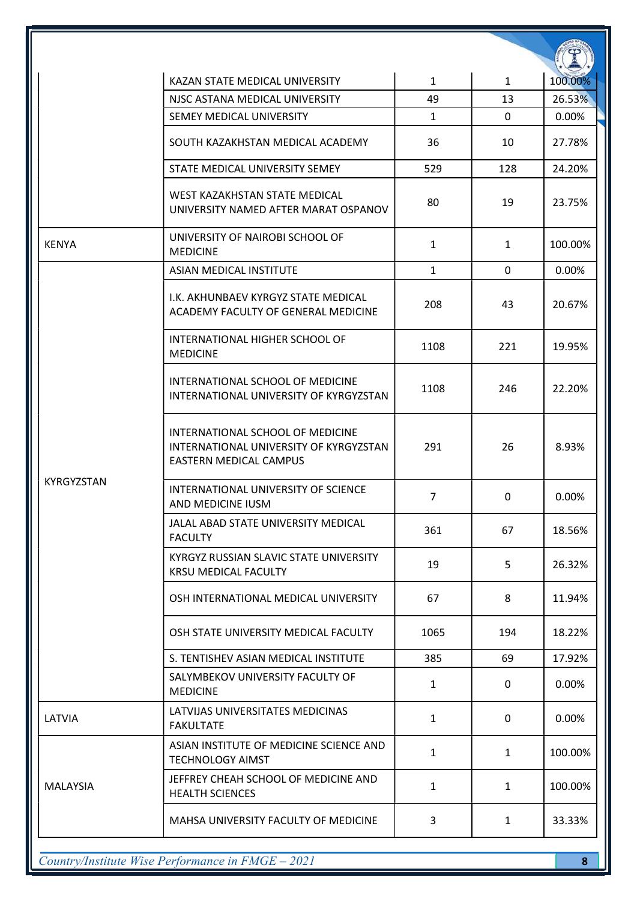| | | | | |
|---|---|---|---|---|
| | KAZAN STATE MEDICAL UNIVERSITY | 1 | 1 | 100.00% |
| | NJSC ASTANA MEDICAL UNIVERSITY | 49 | 13 | 26.53% |
| | SEMEY MEDICAL UNIVERSITY | 1 | 0 | 0.00% |
| | SOUTH KAZAKHSTAN MEDICAL ACADEMY | 36 | 10 | 27.78% |
| | STATE MEDICAL UNIVERSITY SEMEY | 529 | 128 | 24.20% |
| | WEST KAZAKHSTAN STATE MEDICAL UNIVERSITY NAMED AFTER MARAT OSPANOV | 80 | 19 | 23.75% |
| KENYA | UNIVERSITY OF NAIROBI SCHOOL OF MEDICINE | 1 | 1 | 100.00% |
| KYRGYZSTAN | ASIAN MEDICAL INSTITUTE | 1 | 0 | 0.00% |
| | I.K. AKHUNBAEV KYRGYZ STATE MEDICAL ACADEMY FACULTY OF GENERAL MEDICINE | 208 | 43 | 20.67% |
| | INTERNATIONAL HIGHER SCHOOL OF MEDICINE | 1108 | 221 | 19.95% |
| | INTERNATIONAL SCHOOL OF MEDICINE INTERNATIONAL UNIVERSITY OF KYRGYZSTAN | 1108 | 246 | 22.20% |
| | INTERNATIONAL SCHOOL OF MEDICINE INTERNATIONAL UNIVERSITY OF KYRGYZSTAN EASTERN MEDICAL CAMPUS | 291 | 26 | 8.93% |
| | INTERNATIONAL UNIVERSITY OF SCIENCE AND MEDICINE IUSM | 7 | 0 | 0.00% |
| | JALAL ABAD STATE UNIVERSITY MEDICAL FACULTY | 361 | 67 | 18.56% |
| | KYRGYZ RUSSIAN SLAVIC STATE UNIVERSITY KRSU MEDICAL FACULTY | 19 | 5 | 26.32% |
| | OSH INTERNATIONAL MEDICAL UNIVERSITY | 67 | 8 | 11.94% |
| | OSH STATE UNIVERSITY MEDICAL FACULTY | 1065 | 194 | 18.22% |
| | S. TENTISHEV ASIAN MEDICAL INSTITUTE | 385 | 69 | 17.92% |
| | SALYMBEKOV UNIVERSITY FACULTY OF MEDICINE | 1 | 0 | 0.00% |
| LATVIA | LATVIJAS UNIVERSITATES MEDICINAS FAKULTATE | 1 | 0 | 0.00% |
| MALAYSIA | ASIAN INSTITUTE OF MEDICINE SCIENCE AND TECHNOLOGY AIMST | 1 | 1 | 100.00% |
| | JEFFREY CHEAH SCHOOL OF MEDICINE AND HEALTH SCIENCES | 1 | 1 | 100.00% |
| | MAHSA UNIVERSITY FACULTY OF MEDICINE | 3 | 1 | 33.33% |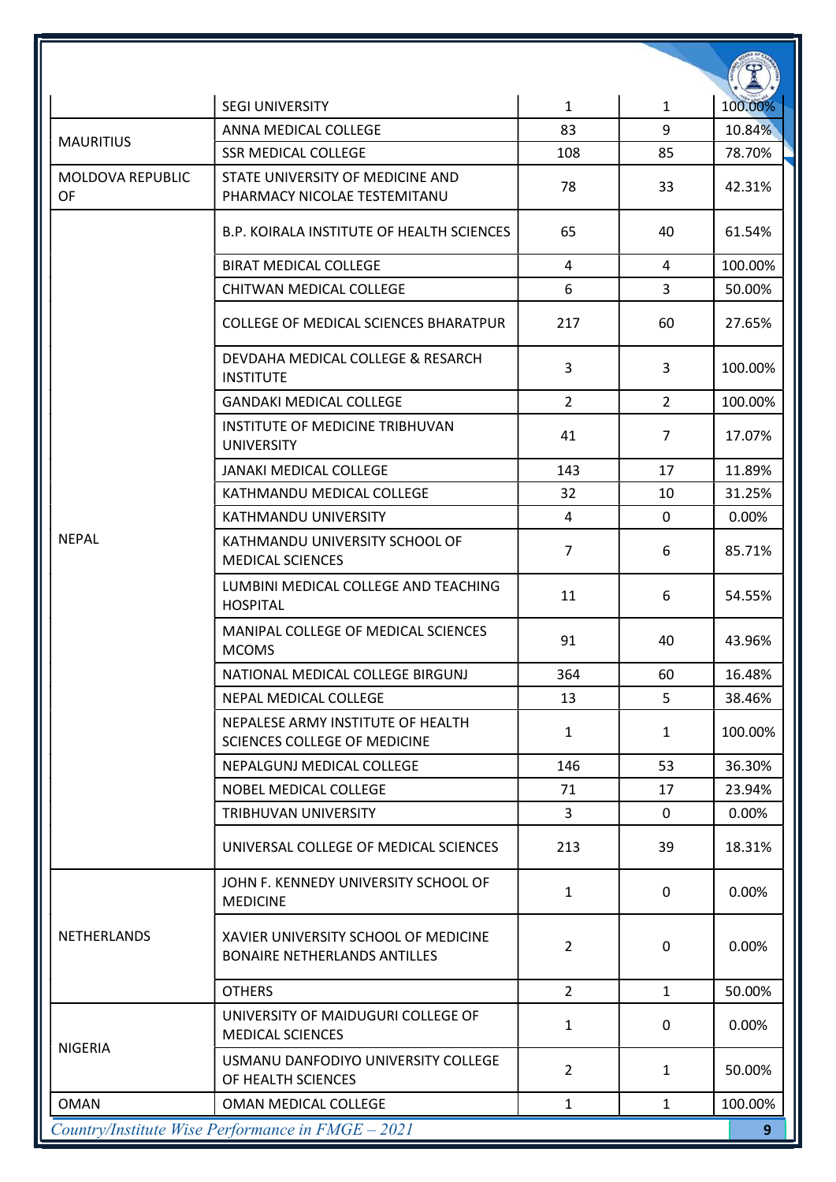| | | | | |
|---|---|---|---|---|
| | SEGI UNIVERSITY | 1 | 1 | 100.00% |
| MAURITIUS | ANNA MEDICAL COLLEGE | 83 | 9 | 10.84% |
| | SSR MEDICAL COLLEGE | 108 | 85 | 78.70% |
| MOLDOVA REPUBLIC OF | STATE UNIVERSITY OF MEDICINE AND PHARMACY NICOLAE TESTEMITANU | 78 | 33 | 42.31% |
| NEPAL | B.P. KOIRALA INSTITUTE OF HEALTH SCIENCES | 65 | 40 | 61.54% |
| | BIRAT MEDICAL COLLEGE | 4 | 4 | 100.00% |
| | CHITWAN MEDICAL COLLEGE | 6 | 3 | 50.00% |
| | COLLEGE OF MEDICAL SCIENCES BHARATPUR | 217 | 60 | 27.65% |
| | DEVDAHA MEDICAL COLLEGE & RESARCH INSTITUTE | 3 | 3 | 100.00% |
| | GANDAKI MEDICAL COLLEGE | 2 | 2 | 100.00% |
| | INSTITUTE OF MEDICINE TRIBHUVAN UNIVERSITY | 41 | 7 | 17.07% |
| | JANAKI MEDICAL COLLEGE | 143 | 17 | 11.89% |
| | KATHMANDU MEDICAL COLLEGE | 32 | 10 | 31.25% |
| | KATHMANDU UNIVERSITY | 4 | 0 | 0.00% |
| | KATHMANDU UNIVERSITY SCHOOL OF MEDICAL SCIENCES | 7 | 6 | 85.71% |
| | LUMBINI MEDICAL COLLEGE AND TEACHING HOSPITAL | 11 | 6 | 54.55% |
| | MANIPAL COLLEGE OF MEDICAL SCIENCES MCOMS | 91 | 40 | 43.96% |
| | NATIONAL MEDICAL COLLEGE BIRGUNJ | 364 | 60 | 16.48% |
| | NEPAL MEDICAL COLLEGE | 13 | 5 | 38.46% |
| | NEPALESE ARMY INSTITUTE OF HEALTH SCIENCES COLLEGE OF MEDICINE | 1 | 1 | 100.00% |
| | NEPALGUNJ MEDICAL COLLEGE | 146 | 53 | 36.30% |
| | NOBEL MEDICAL COLLEGE | 71 | 17 | 23.94% |
| | TRIBHUVAN UNIVERSITY | 3 | 0 | 0.00% |
| | UNIVERSAL COLLEGE OF MEDICAL SCIENCES | 213 | 39 | 18.31% |
| NETHERLANDS | JOHN F. KENNEDY UNIVERSITY SCHOOL OF MEDICINE | 1 | 0 | 0.00% |
| | XAVIER UNIVERSITY SCHOOL OF MEDICINE BONAIRE NETHERLANDS ANTILLES | 2 | 0 | 0.00% |
| | OTHERS | 2 | 1 | 50.00% |
| NIGERIA | UNIVERSITY OF MAIDUGURI COLLEGE OF MEDICAL SCIENCES | 1 | 0 | 0.00% |
| | USMANU DANFODIYO UNIVERSITY COLLEGE OF HEALTH SCIENCES | 2 | 1 | 50.00% |
| OMAN | OMAN MEDICAL COLLEGE | 1 | 1 | 100.00% |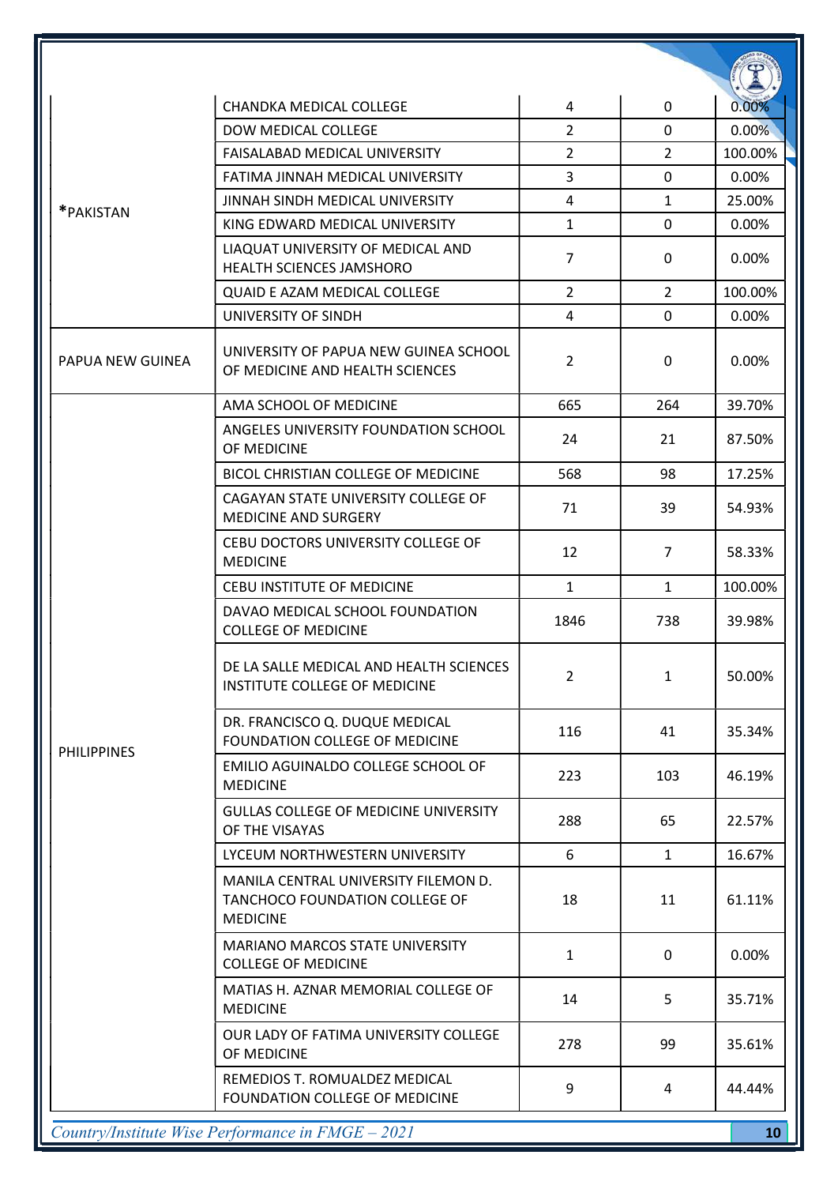| | | | | |
|---|---|---|---|---|
| *PAKISTAN | CHANDKA MEDICAL COLLEGE | 4 | 0 | 0.00% |
| | DOW MEDICAL COLLEGE | 2 | 0 | 0.00% |
| | FAISALABAD MEDICAL UNIVERSITY | 2 | 2 | 100.00% |
| | FATIMA JINNAH MEDICAL UNIVERSITY | 3 | 0 | 0.00% |
| | JINNAH SINDH MEDICAL UNIVERSITY | 4 | 1 | 25.00% |
| | KING EDWARD MEDICAL UNIVERSITY | 1 | 0 | 0.00% |
| | LIAQUAT UNIVERSITY OF MEDICAL AND HEALTH SCIENCES JAMSHORO | 7 | 0 | 0.00% |
| | QUAID E AZAM MEDICAL COLLEGE | 2 | 2 | 100.00% |
| | UNIVERSITY OF SINDH | 4 | 0 | 0.00% |
| PAPUA NEW GUINEA | UNIVERSITY OF PAPUA NEW GUINEA SCHOOL OF MEDICINE AND HEALTH SCIENCES | 2 | 0 | 0.00% |
| PHILIPPINES | AMA SCHOOL OF MEDICINE | 665 | 264 | 39.70% |
| | ANGELES UNIVERSITY FOUNDATION SCHOOL OF MEDICINE | 24 | 21 | 87.50% |
| | BICOL CHRISTIAN COLLEGE OF MEDICINE | 568 | 98 | 17.25% |
| | CAGAYAN STATE UNIVERSITY COLLEGE OF MEDICINE AND SURGERY | 71 | 39 | 54.93% |
| | CEBU DOCTORS UNIVERSITY COLLEGE OF MEDICINE | 12 | 7 | 58.33% |
| | CEBU INSTITUTE OF MEDICINE | 1 | 1 | 100.00% |
| | DAVAO MEDICAL SCHOOL FOUNDATION COLLEGE OF MEDICINE | 1846 | 738 | 39.98% |
| | DE LA SALLE MEDICAL AND HEALTH SCIENCES INSTITUTE COLLEGE OF MEDICINE | 2 | 1 | 50.00% |
| | DR. FRANCISCO Q. DUQUE MEDICAL FOUNDATION COLLEGE OF MEDICINE | 116 | 41 | 35.34% |
| | EMILIO AGUINALDO COLLEGE SCHOOL OF MEDICINE | 223 | 103 | 46.19% |
| | GULLAS COLLEGE OF MEDICINE UNIVERSITY OF THE VISAYAS | 288 | 65 | 22.57% |
| | LYCEUM NORTHWESTERN UNIVERSITY | 6 | 1 | 16.67% |
| | MANILA CENTRAL UNIVERSITY FILEMON D. TANCHOCO FOUNDATION COLLEGE OF MEDICINE | 18 | 11 | 61.11% |
| | MARIANO MARCOS STATE UNIVERSITY COLLEGE OF MEDICINE | 1 | 0 | 0.00% |
| | MATIAS H. AZNAR MEMORIAL COLLEGE OF MEDICINE | 14 | 5 | 35.71% |
| | OUR LADY OF FATIMA UNIVERSITY COLLEGE OF MEDICINE | 278 | 99 | 35.61% |
| | REMEDIOS T. ROMUALDEZ MEDICAL FOUNDATION COLLEGE OF MEDICINE | 9 | 4 | 44.44% |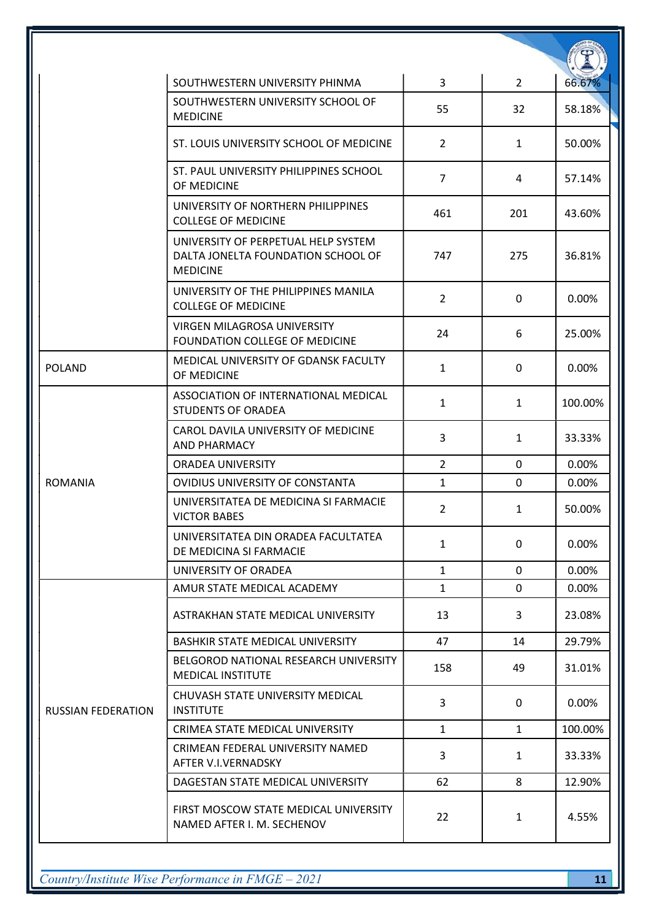| | | | | |
|---|---|---|---|---|
| | SOUTHWESTERN UNIVERSITY PHINMA | 3 | 2 | 66.67% |
| | SOUTHWESTERN UNIVERSITY SCHOOL OF MEDICINE | 55 | 32 | 58.18% |
| | ST. LOUIS UNIVERSITY SCHOOL OF MEDICINE | 2 | 1 | 50.00% |
| | ST. PAUL UNIVERSITY PHILIPPINES SCHOOL OF MEDICINE | 7 | 4 | 57.14% |
| | UNIVERSITY OF NORTHERN PHILIPPINES COLLEGE OF MEDICINE | 461 | 201 | 43.60% |
| | UNIVERSITY OF PERPETUAL HELP SYSTEM DALTA JONELTA FOUNDATION SCHOOL OF MEDICINE | 747 | 275 | 36.81% |
| | UNIVERSITY OF THE PHILIPPINES MANILA COLLEGE OF MEDICINE | 2 | 0 | 0.00% |
| | VIRGEN MILAGROSA UNIVERSITY FOUNDATION COLLEGE OF MEDICINE | 24 | 6 | 25.00% |
| POLAND | MEDICAL UNIVERSITY OF GDANSK FACULTY OF MEDICINE | 1 | 0 | 0.00% |
| ROMANIA | ASSOCIATION OF INTERNATIONAL MEDICAL STUDENTS OF ORADEA | 1 | 1 | 100.00% |
| | CAROL DAVILA UNIVERSITY OF MEDICINE AND PHARMACY | 3 | 1 | 33.33% |
| | ORADEA UNIVERSITY | 2 | 0 | 0.00% |
| | OVIDIUS UNIVERSITY OF CONSTANTA | 1 | 0 | 0.00% |
| | UNIVERSITATEA DE MEDICINA SI FARMACIE VICTOR BABES | 2 | 1 | 50.00% |
| | UNIVERSITATEA DIN ORADEA FACULTATEA DE MEDICINA SI FARMACIE | 1 | 0 | 0.00% |
| | UNIVERSITY OF ORADEA | 1 | 0 | 0.00% |
| RUSSIAN FEDERATION | AMUR STATE MEDICAL ACADEMY | 1 | 0 | 0.00% |
| | ASTRAKHAN STATE MEDICAL UNIVERSITY | 13 | 3 | 23.08% |
| | BASHKIR STATE MEDICAL UNIVERSITY | 47 | 14 | 29.79% |
| | BELGOROD NATIONAL RESEARCH UNIVERSITY MEDICAL INSTITUTE | 158 | 49 | 31.01% |
| | CHUVASH STATE UNIVERSITY MEDICAL INSTITUTE | 3 | 0 | 0.00% |
| | CRIMEA STATE MEDICAL UNIVERSITY | 1 | 1 | 100.00% |
| | CRIMEAN FEDERAL UNIVERSITY NAMED AFTER V.I.VERNADSKY | 3 | 1 | 33.33% |
| | DAGESTAN STATE MEDICAL UNIVERSITY | 62 | 8 | 12.90% |
| | FIRST MOSCOW STATE MEDICAL UNIVERSITY NAMED AFTER I. M. SECHENOV | 22 | 1 | 4.55% |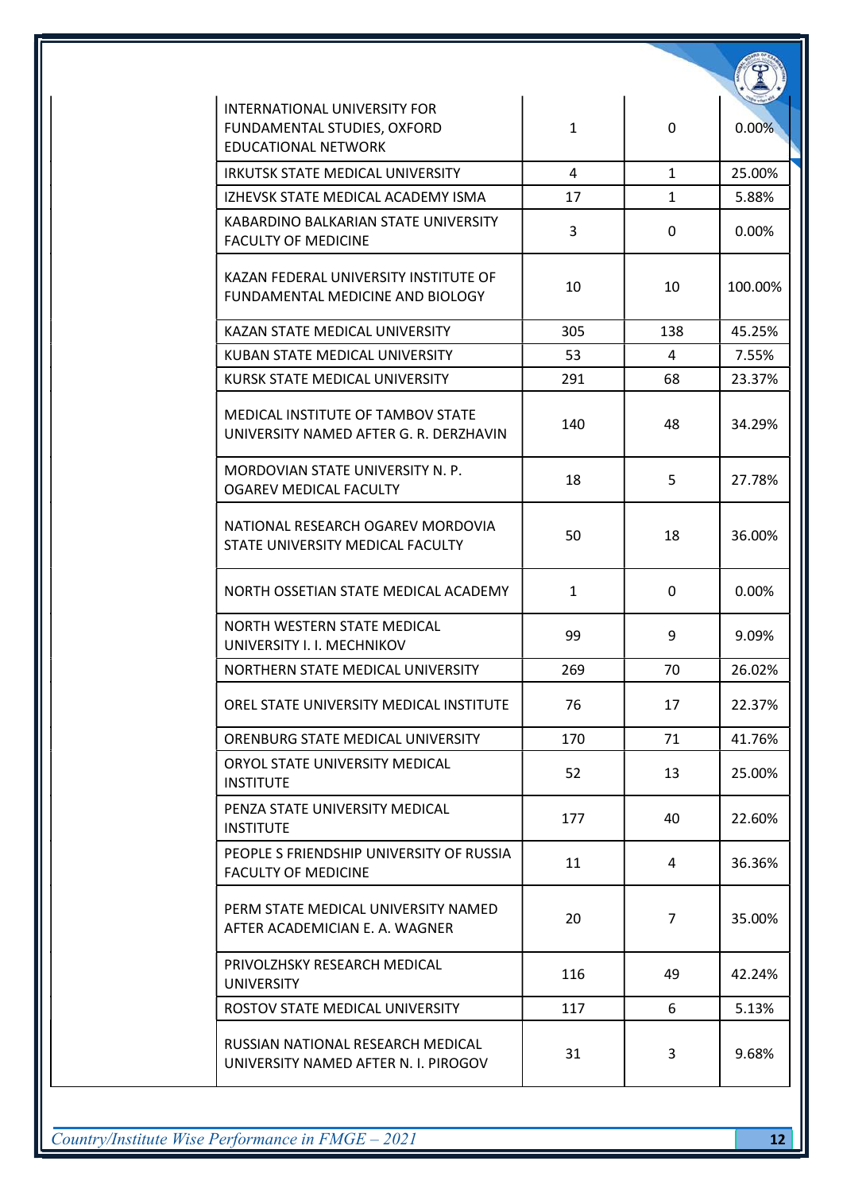| | | | |
|---|---|---|---|
| INTERNATIONAL UNIVERSITY FOR FUNDAMENTAL STUDIES, OXFORD EDUCATIONAL NETWORK | 1 | 0 | 0.00% |
| IRKUTSK STATE MEDICAL UNIVERSITY | 4 | 1 | 25.00% |
| IZHEVSK STATE MEDICAL ACADEMY ISMA | 17 | 1 | 5.88% |
| KABARDINO BALKARIAN STATE UNIVERSITY FACULTY OF MEDICINE | 3 | 0 | 0.00% |
| KAZAN FEDERAL UNIVERSITY INSTITUTE OF FUNDAMENTAL MEDICINE AND BIOLOGY | 10 | 10 | 100.00% |
| KAZAN STATE MEDICAL UNIVERSITY | 305 | 138 | 45.25% |
| KUBAN STATE MEDICAL UNIVERSITY | 53 | 4 | 7.55% |
| KURSK STATE MEDICAL UNIVERSITY | 291 | 68 | 23.37% |
| MEDICAL INSTITUTE OF TAMBOV STATE UNIVERSITY NAMED AFTER G. R. DERZHAVIN | 140 | 48 | 34.29% |
| MORDOVIAN STATE UNIVERSITY N. P. OGAREV MEDICAL FACULTY | 18 | 5 | 27.78% |
| NATIONAL RESEARCH OGAREV MORDOVIA STATE UNIVERSITY MEDICAL FACULTY | 50 | 18 | 36.00% |
| NORTH OSSETIAN STATE MEDICAL ACADEMY | 1 | 0 | 0.00% |
| NORTH WESTERN STATE MEDICAL UNIVERSITY I. I. MECHNIKOV | 99 | 9 | 9.09% |
| NORTHERN STATE MEDICAL UNIVERSITY | 269 | 70 | 26.02% |
| OREL STATE UNIVERSITY MEDICAL INSTITUTE | 76 | 17 | 22.37% |
| ORENBURG STATE MEDICAL UNIVERSITY | 170 | 71 | 41.76% |
| ORYOL STATE UNIVERSITY MEDICAL INSTITUTE | 52 | 13 | 25.00% |
| PENZA STATE UNIVERSITY MEDICAL INSTITUTE | 177 | 40 | 22.60% |
| PEOPLE S FRIENDSHIP UNIVERSITY OF RUSSIA FACULTY OF MEDICINE | 11 | 4 | 36.36% |
| PERM STATE MEDICAL UNIVERSITY NAMED AFTER ACADEMICIAN E. A. WAGNER | 20 | 7 | 35.00% |
| PRIVOLZHSKY RESEARCH MEDICAL UNIVERSITY | 116 | 49 | 42.24% |
| ROSTOV STATE MEDICAL UNIVERSITY | 117 | 6 | 5.13% |
| RUSSIAN NATIONAL RESEARCH MEDICAL UNIVERSITY NAMED AFTER N. I. PIROGOV | 31 | 3 | 9.68% |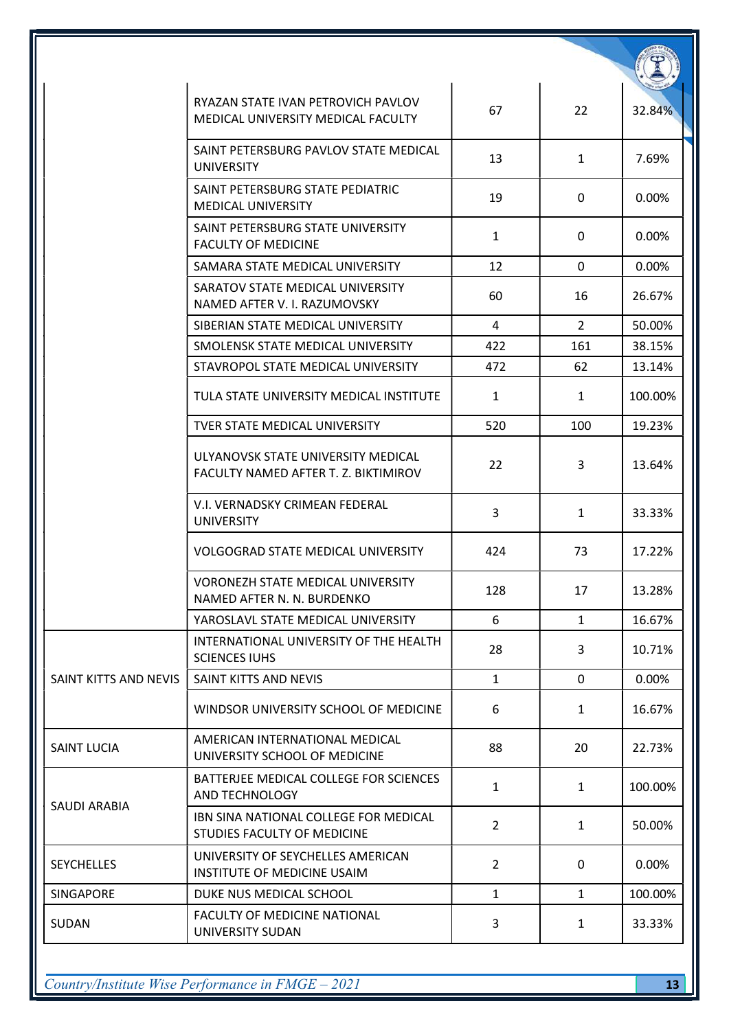| | | | | |
|---|---|---|---|---|
| | RYAZAN STATE IVAN PETROVICH PAVLOV MEDICAL UNIVERSITY MEDICAL FACULTY | 67 | 22 | 32.84% |
| | SAINT PETERSBURG PAVLOV STATE MEDICAL UNIVERSITY | 13 | 1 | 7.69% |
| | SAINT PETERSBURG STATE PEDIATRIC MEDICAL UNIVERSITY | 19 | 0 | 0.00% |
| | SAINT PETERSBURG STATE UNIVERSITY FACULTY OF MEDICINE | 1 | 0 | 0.00% |
| | SAMARA STATE MEDICAL UNIVERSITY | 12 | 0 | 0.00% |
| | SARATOV STATE MEDICAL UNIVERSITY NAMED AFTER V. I. RAZUMOVSKY | 60 | 16 | 26.67% |
| | SIBERIAN STATE MEDICAL UNIVERSITY | 4 | 2 | 50.00% |
| | SMOLENSK STATE MEDICAL UNIVERSITY | 422 | 161 | 38.15% |
| | STAVROPOL STATE MEDICAL UNIVERSITY | 472 | 62 | 13.14% |
| | TULA STATE UNIVERSITY MEDICAL INSTITUTE | 1 | 1 | 100.00% |
| | TVER STATE MEDICAL UNIVERSITY | 520 | 100 | 19.23% |
| | ULYANOVSK STATE UNIVERSITY MEDICAL FACULTY NAMED AFTER T. Z. BIKTIMIROV | 22 | 3 | 13.64% |
| | V.I. VERNADSKY CRIMEAN FEDERAL UNIVERSITY | 3 | 1 | 33.33% |
| | VOLGOGRAD STATE MEDICAL UNIVERSITY | 424 | 73 | 17.22% |
| | VORONEZH STATE MEDICAL UNIVERSITY NAMED AFTER N. N. BURDENKO | 128 | 17 | 13.28% |
| | YAROSLAVL STATE MEDICAL UNIVERSITY | 6 | 1 | 16.67% |
| SAINT KITTS AND NEVIS | INTERNATIONAL UNIVERSITY OF THE HEALTH SCIENCES IUHS | 28 | 3 | 10.71% |
| | SAINT KITTS AND NEVIS | 1 | 0 | 0.00% |
| | WINDSOR UNIVERSITY SCHOOL OF MEDICINE | 6 | 1 | 16.67% |
| SAINT LUCIA | AMERICAN INTERNATIONAL MEDICAL UNIVERSITY SCHOOL OF MEDICINE | 88 | 20 | 22.73% |
| SAUDI ARABIA | BATTERJEE MEDICAL COLLEGE FOR SCIENCES AND TECHNOLOGY | 1 | 1 | 100.00% |
| | IBN SINA NATIONAL COLLEGE FOR MEDICAL STUDIES FACULTY OF MEDICINE | 2 | 1 | 50.00% |
| SEYCHELLES | UNIVERSITY OF SEYCHELLES AMERICAN INSTITUTE OF MEDICINE USAIM | 2 | 0 | 0.00% |
| SINGAPORE | DUKE NUS MEDICAL SCHOOL | 1 | 1 | 100.00% |
| SUDAN | FACULTY OF MEDICINE NATIONAL UNIVERSITY SUDAN | 3 | 1 | 33.33% |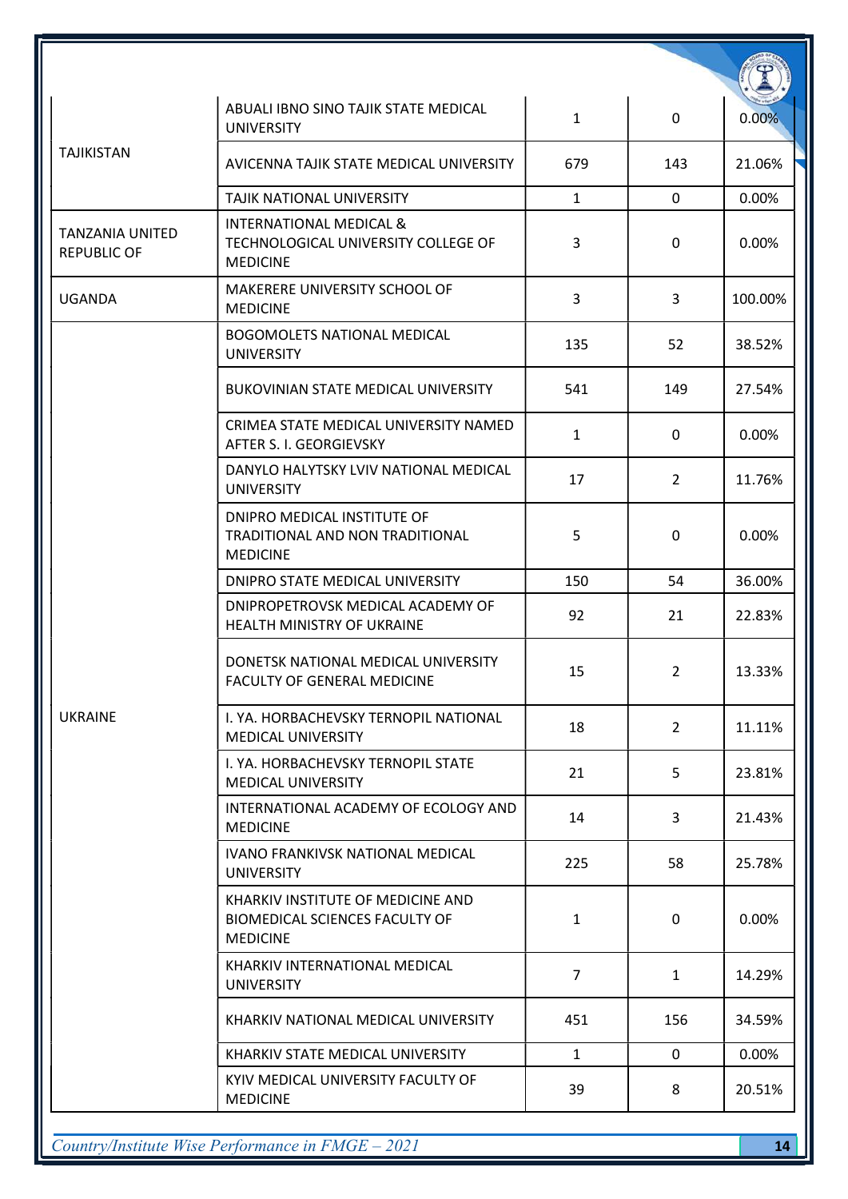| | | | | |
|---|---|---|---|---|
| TAJIKISTAN | ABUALI IBNO SINO TAJIK STATE MEDICAL UNIVERSITY | 1 | 0 | 0.00% |
| | AVICENNA TAJIK STATE MEDICAL UNIVERSITY | 679 | 143 | 21.06% |
| | TAJIK NATIONAL UNIVERSITY | 1 | 0 | 0.00% |
| TANZANIA UNITED REPUBLIC OF | INTERNATIONAL MEDICAL & TECHNOLOGICAL UNIVERSITY COLLEGE OF MEDICINE | 3 | 0 | 0.00% |
| UGANDA | MAKERERE UNIVERSITY SCHOOL OF MEDICINE | 3 | 3 | 100.00% |
| UKRAINE | BOGOMOLETS NATIONAL MEDICAL UNIVERSITY | 135 | 52 | 38.52% |
| | BUKOVINIAN STATE MEDICAL UNIVERSITY | 541 | 149 | 27.54% |
| | CRIMEA STATE MEDICAL UNIVERSITY NAMED AFTER S. I. GEORGIEVSKY | 1 | 0 | 0.00% |
| | DANYLO HALYTSKY LVIV NATIONAL MEDICAL UNIVERSITY | 17 | 2 | 11.76% |
| | DNIPRO MEDICAL INSTITUTE OF TRADITIONAL AND NON TRADITIONAL MEDICINE | 5 | 0 | 0.00% |
| | DNIPRO STATE MEDICAL UNIVERSITY | 150 | 54 | 36.00% |
| | DNIPROPETROVSK MEDICAL ACADEMY OF HEALTH MINISTRY OF UKRAINE | 92 | 21 | 22.83% |
| | DONETSK NATIONAL MEDICAL UNIVERSITY FACULTY OF GENERAL MEDICINE | 15 | 2 | 13.33% |
| | I. YA. HORBACHEVSKY TERNOPIL NATIONAL MEDICAL UNIVERSITY | 18 | 2 | 11.11% |
| | I. YA. HORBACHEVSKY TERNOPIL STATE MEDICAL UNIVERSITY | 21 | 5 | 23.81% |
| | INTERNATIONAL ACADEMY OF ECOLOGY AND MEDICINE | 14 | 3 | 21.43% |
| | IVANO FRANKIVSK NATIONAL MEDICAL UNIVERSITY | 225 | 58 | 25.78% |
| | KHARKIV INSTITUTE OF MEDICINE AND BIOMEDICAL SCIENCES FACULTY OF MEDICINE | 1 | 0 | 0.00% |
| | KHARKIV INTERNATIONAL MEDICAL UNIVERSITY | 7 | 1 | 14.29% |
| | KHARKIV NATIONAL MEDICAL UNIVERSITY | 451 | 156 | 34.59% |
| | KHARKIV STATE MEDICAL UNIVERSITY | 1 | 0 | 0.00% |
| | KYIV MEDICAL UNIVERSITY FACULTY OF MEDICINE | 39 | 8 | 20.51% |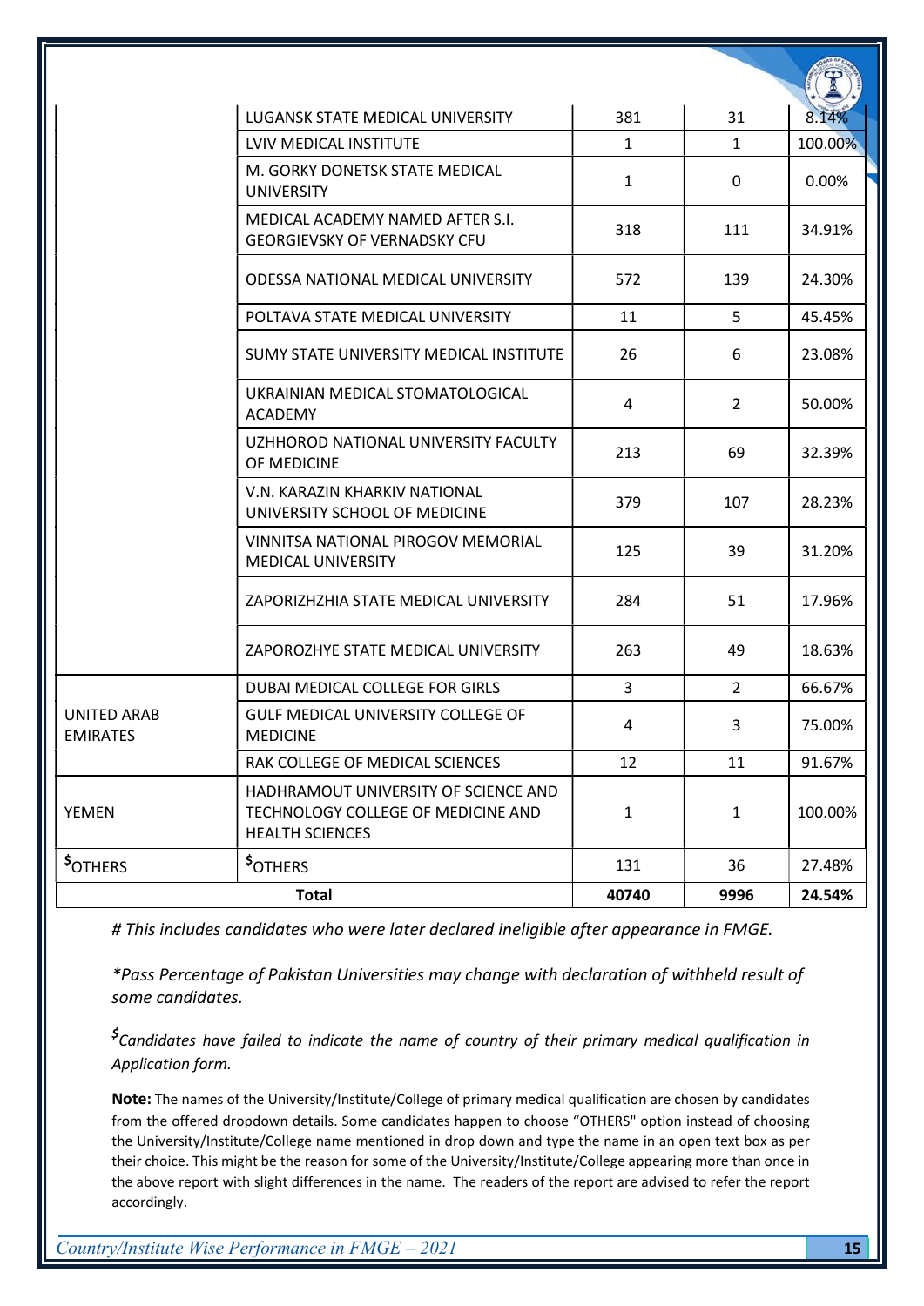| | | | | |
|---|---|---|---|---|
| | LUGANSK STATE MEDICAL UNIVERSITY | 381 | 31 | 8.14% |
| | LVIV MEDICAL INSTITUTE | 1 | 1 | 100.00% |
| | M. GORKY DONETSK STATE MEDICAL UNIVERSITY | 1 | 0 | 0.00% |
| | MEDICAL ACADEMY NAMED AFTER S.I. GEORGIEVSKY OF VERNADSKY CFU | 318 | 111 | 34.91% |
| | ODESSA NATIONAL MEDICAL UNIVERSITY | 572 | 139 | 24.30% |
| | POLTAVA STATE MEDICAL UNIVERSITY | 11 | 5 | 45.45% |
| | SUMY STATE UNIVERSITY MEDICAL INSTITUTE | 26 | 6 | 23.08% |
| | UKRAINIAN MEDICAL STOMATOLOGICAL ACADEMY | 4 | 2 | 50.00% |
| | UZHHOROD NATIONAL UNIVERSITY FACULTY OF MEDICINE | 213 | 69 | 32.39% |
| | V.N. KARAZIN KHARKIV NATIONAL UNIVERSITY SCHOOL OF MEDICINE | 379 | 107 | 28.23% |
| | VINNITSA NATIONAL PIROGOV MEMORIAL MEDICAL UNIVERSITY | 125 | 39 | 31.20% |
| | ZAPORIZHZHIA STATE MEDICAL UNIVERSITY | 284 | 51 | 17.96% |
| | ZAPOROZHYE STATE MEDICAL UNIVERSITY | 263 | 49 | 18.63% |
| UNITED ARAB EMIRATES | DUBAI MEDICAL COLLEGE FOR GIRLS | 3 | 2 | 66.67% |
| | GULF MEDICAL UNIVERSITY COLLEGE OF MEDICINE | 4 | 3 | 75.00% |
| | RAK COLLEGE OF MEDICAL SCIENCES | 12 | 11 | 91.67% |
| YEMEN | HADHRAMOUT UNIVERSITY OF SCIENCE AND TECHNOLOGY COLLEGE OF MEDICINE AND HEALTH SCIENCES | 1 | 1 | 100.00% |
| $OTHERS | $OTHERS | 131 | 36 | 27.48% |
| **Total** | | **40740** | **9996** | **24.54%** |

*# This includes candidates who were later declared ineligible after appearance in FMGE.*

*\*Pass Percentage of Pakistan Universities may change with declaration of withheld result of some candidates.*

*$Candidates have failed to indicate the name of country of their primary medical qualification in Application form.*

**Note:** The names of the University/Institute/College of primary medical qualification are chosen by candidates from the offered dropdown details. Some candidates happen to choose "OTHERS" option instead of choosing the University/Institute/College name mentioned in drop down and type the name in an open text box as per their choice. This might be the reason for some of the University/Institute/College appearing more than once in the above report with slight differences in the name. The readers of the report are advised to refer the report accordingly.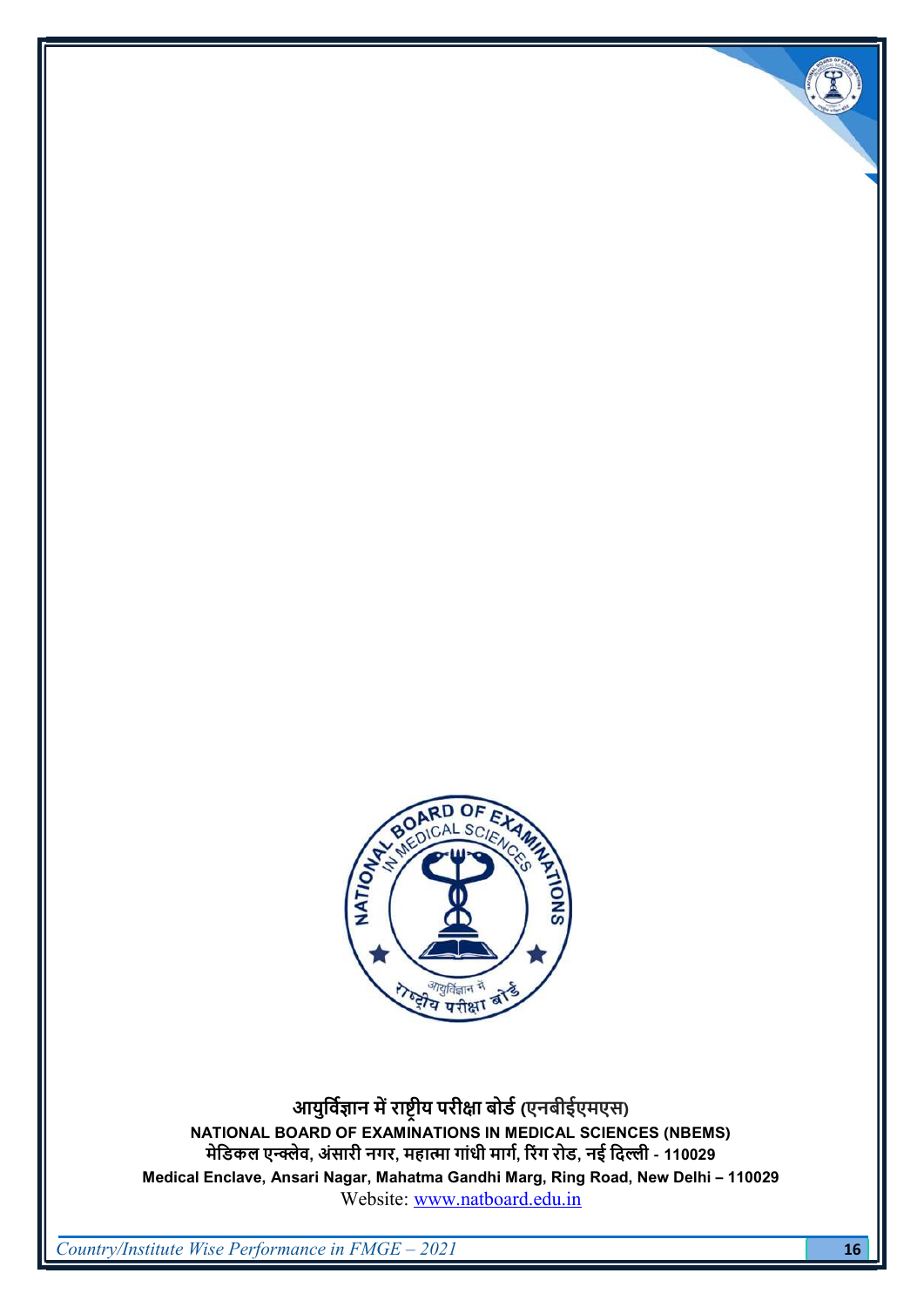आयुर्विज्ञान में राष्ट्रीय परीक्षा बोर्ड (एनबीईएमएस)

**NATIONAL BOARD OF EXAMINATIONS IN MEDICAL SCIENCES (NBEMS)**

मेडिकल एन्क्लेव, अंसारी नगर, महात्मा गांधी मार्ग, रिंग रोड, नई दिल्ली - 110029

**Medical Enclave, Ansari Nagar, Mahatma Gandhi Marg, Ring Road, New Delhi – 110029**

Website: www.natboard.edu.in